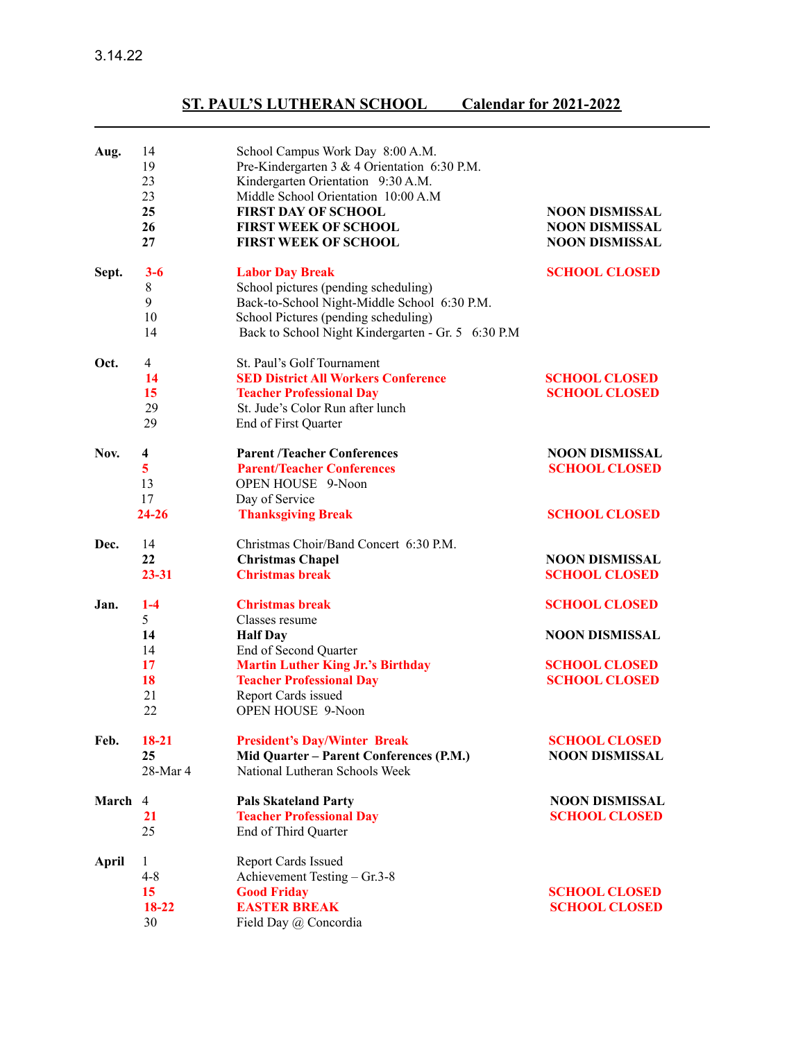3.14.22

## ST. PAUL'S LUTHERAN SCHOOL Calendar for 2021-2022

| Month | Date | Event | Note |
|---|---|---|---|
| **Aug.** | 14 | School Campus Work Day 8:00 A.M. | |
| | 19 | Pre-Kindergarten 3 & 4 Orientation 6:30 P.M. | |
| | 23 | Kindergarten Orientation 9:30 A.M. | |
| | 23 | Middle School Orientation 10:00 A.M | |
| | **25** | **FIRST DAY OF SCHOOL** | **NOON DISMISSAL** |
| | **26** | **FIRST WEEK OF SCHOOL** | **NOON DISMISSAL** |
| | **27** | **FIRST WEEK OF SCHOOL** | **NOON DISMISSAL** |
| **Sept.** | **3-6** | **Labor Day Break** | **SCHOOL CLOSED** |
| | 8 | School pictures (pending scheduling) | |
| | 9 | Back-to-School Night-Middle School 6:30 P.M. | |
| | 10 | School Pictures (pending scheduling) | |
| | 14 | Back to School Night Kindergarten - Gr. 5 6:30 P.M | |
| **Oct.** | 4 | St. Paul's Golf Tournament | |
| | **14** | **SED District All Workers Conference** | **SCHOOL CLOSED** |
| | **15** | **Teacher Professional Day** | **SCHOOL CLOSED** |
| | 29 | St. Jude's Color Run after lunch | |
| | 29 | End of First Quarter | |
| **Nov.** | **4** | **Parent /Teacher Conferences** | **NOON DISMISSAL** |
| | **5** | **Parent/Teacher Conferences** | **SCHOOL CLOSED** |
| | 13 | OPEN HOUSE 9-Noon | |
| | 17 | Day of Service | |
| | **24-26** | **Thanksgiving Break** | **SCHOOL CLOSED** |
| **Dec.** | 14 | Christmas Choir/Band Concert 6:30 P.M. | |
| | **22** | **Christmas Chapel** | **NOON DISMISSAL** |
| | **23-31** | **Christmas break** | **SCHOOL CLOSED** |
| **Jan.** | **1-4** | **Christmas break** | **SCHOOL CLOSED** |
| | 5 | Classes resume | |
| | **14** | **Half Day** | **NOON DISMISSAL** |
| | 14 | End of Second Quarter | |
| | **17** | **Martin Luther King Jr.'s Birthday** | **SCHOOL CLOSED** |
| | **18** | **Teacher Professional Day** | **SCHOOL CLOSED** |
| | 21 | Report Cards issued | |
| | 22 | OPEN HOUSE 9-Noon | |
| **Feb.** | **18-21** | **President's Day/Winter Break** | **SCHOOL CLOSED** |
| | **25** | **Mid Quarter – Parent Conferences (P.M.)** | **NOON DISMISSAL** |
| | 28-Mar 4 | National Lutheran Schools Week | |
| **March** | 4 | **Pals Skateland Party** | **NOON DISMISSAL** |
| | **21** | **Teacher Professional Day** | **SCHOOL CLOSED** |
| | 25 | End of Third Quarter | |
| **April** | 1 | Report Cards Issued | |
| | 4-8 | Achievement Testing – Gr.3-8 | |
| | **15** | **Good Friday** | **SCHOOL CLOSED** |
| | **18-22** | **EASTER BREAK** | **SCHOOL CLOSED** |
| | 30 | Field Day @ Concordia | |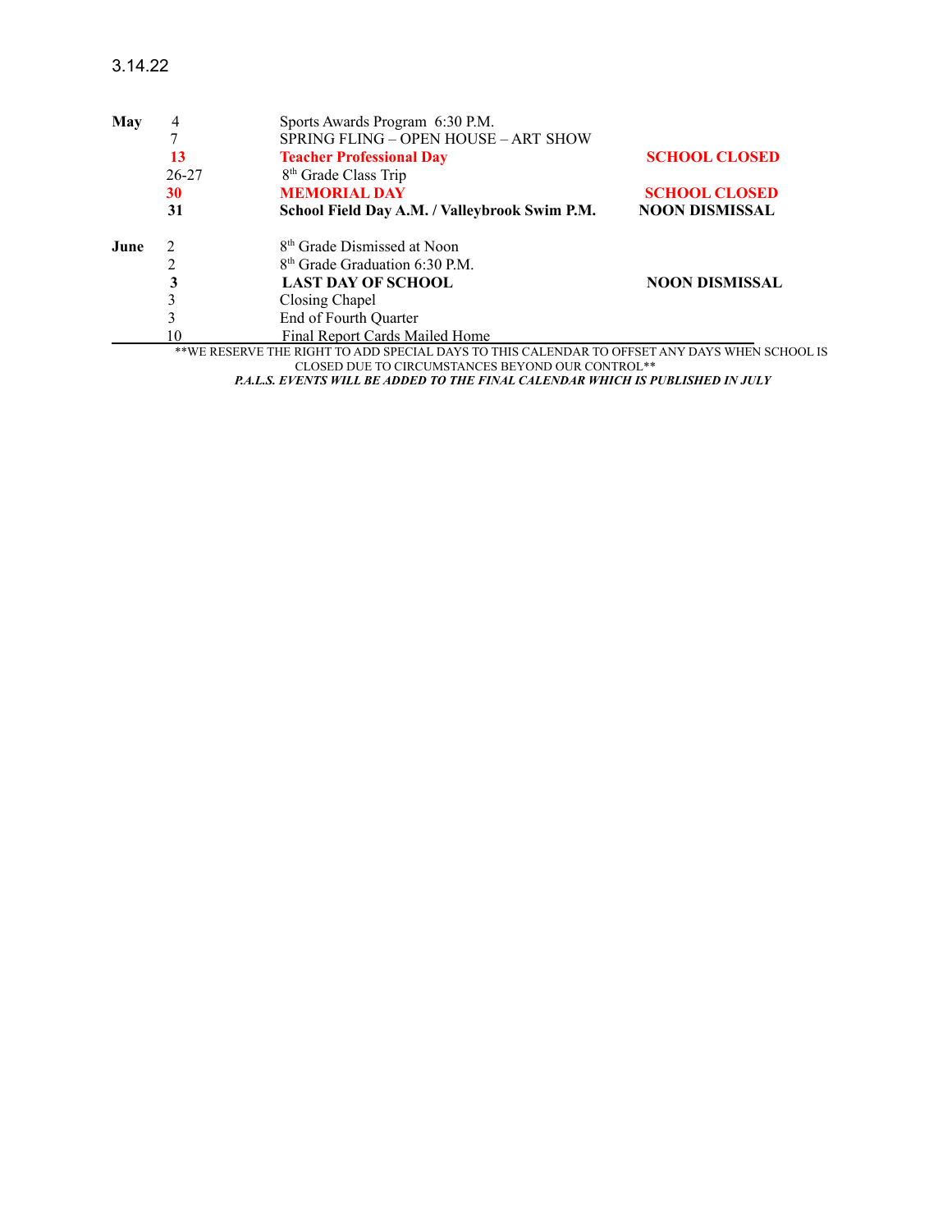3.14.22

| | | | |
|---|---|---|---|
| **May** | 4 | Sports Awards Program 6:30 P.M. | |
| | 7 | SPRING FLING – OPEN HOUSE – ART SHOW | |
| | **13** | **Teacher Professional Day** | **SCHOOL CLOSED** |
| | 26-27 | 8th Grade Class Trip | |
| | **30** | **MEMORIAL DAY** | **SCHOOL CLOSED** |
| | **31** | **School Field Day A.M. / Valleybrook Swim P.M.** | **NOON DISMISSAL** |
| **June** | 2 | 8th Grade Dismissed at Noon | |
| | 2 | 8th Grade Graduation 6:30 P.M. | |
| | **3** | **LAST DAY OF SCHOOL** | **NOON DISMISSAL** |
| | 3 | Closing Chapel | |
| | 3 | End of Fourth Quarter | |
| | 10 | Final Report Cards Mailed Home | |

**WE RESERVE THE RIGHT TO ADD SPECIAL DAYS TO THIS CALENDAR TO OFFSET ANY DAYS WHEN SCHOOL IS CLOSED DUE TO CIRCUMSTANCES BEYOND OUR CONTROL**

***P.A.L.S. EVENTS WILL BE ADDED TO THE FINAL CALENDAR WHICH IS PUBLISHED IN JULY***